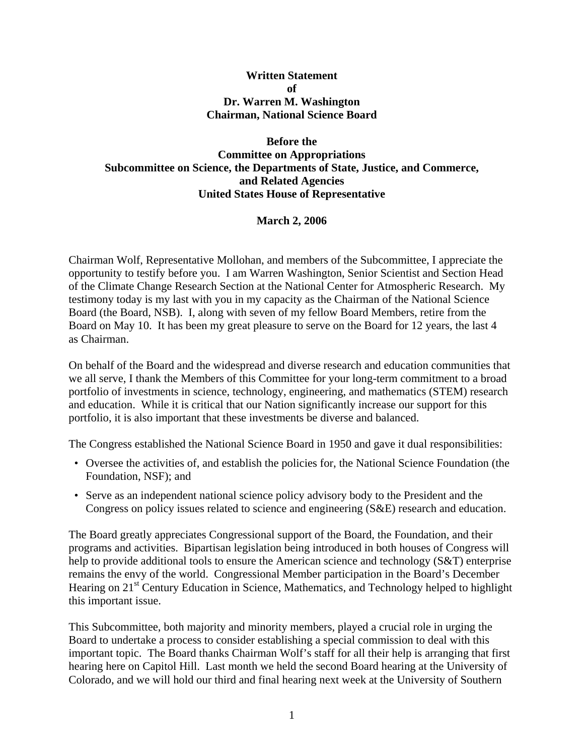**Written Statement**
**of**
**Dr. Warren M. Washington**
**Chairman, National Science Board**

**Before the**
**Committee on Appropriations**
**Subcommittee on Science, the Departments of State, Justice, and Commerce, and Related Agencies**
**United States House of Representative**

**March 2, 2006**

Chairman Wolf, Representative Mollohan, and members of the Subcommittee, I appreciate the opportunity to testify before you. I am Warren Washington, Senior Scientist and Section Head of the Climate Change Research Section at the National Center for Atmospheric Research. My testimony today is my last with you in my capacity as the Chairman of the National Science Board (the Board, NSB). I, along with seven of my fellow Board Members, retire from the Board on May 10. It has been my great pleasure to serve on the Board for 12 years, the last 4 as Chairman.

On behalf of the Board and the widespread and diverse research and education communities that we all serve, I thank the Members of this Committee for your long-term commitment to a broad portfolio of investments in science, technology, engineering, and mathematics (STEM) research and education. While it is critical that our Nation significantly increase our support for this portfolio, it is also important that these investments be diverse and balanced.

The Congress established the National Science Board in 1950 and gave it dual responsibilities:

- Oversee the activities of, and establish the policies for, the National Science Foundation (the Foundation, NSF); and
- Serve as an independent national science policy advisory body to the President and the Congress on policy issues related to science and engineering (S&E) research and education.

The Board greatly appreciates Congressional support of the Board, the Foundation, and their programs and activities. Bipartisan legislation being introduced in both houses of Congress will help to provide additional tools to ensure the American science and technology (S&T) enterprise remains the envy of the world. Congressional Member participation in the Board's December Hearing on 21st Century Education in Science, Mathematics, and Technology helped to highlight this important issue.

This Subcommittee, both majority and minority members, played a crucial role in urging the Board to undertake a process to consider establishing a special commission to deal with this important topic. The Board thanks Chairman Wolf's staff for all their help is arranging that first hearing here on Capitol Hill. Last month we held the second Board hearing at the University of Colorado, and we will hold our third and final hearing next week at the University of Southern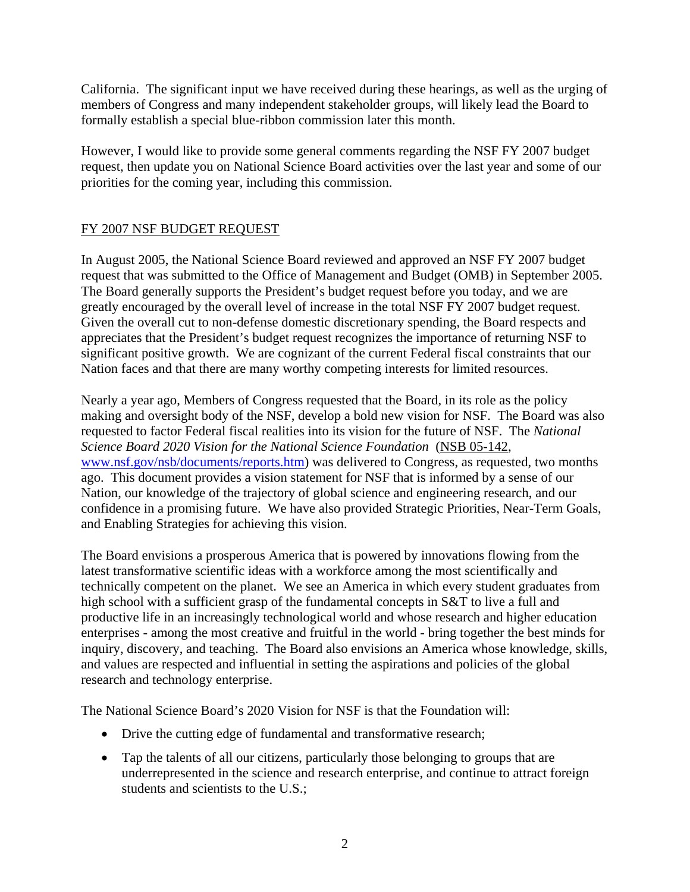California. The significant input we have received during these hearings, as well as the urging of members of Congress and many independent stakeholder groups, will likely lead the Board to formally establish a special blue-ribbon commission later this month.

However, I would like to provide some general comments regarding the NSF FY 2007 budget request, then update you on National Science Board activities over the last year and some of our priorities for the coming year, including this commission.

## FY 2007 NSF BUDGET REQUEST

In August 2005, the National Science Board reviewed and approved an NSF FY 2007 budget request that was submitted to the Office of Management and Budget (OMB) in September 2005. The Board generally supports the President's budget request before you today, and we are greatly encouraged by the overall level of increase in the total NSF FY 2007 budget request. Given the overall cut to non-defense domestic discretionary spending, the Board respects and appreciates that the President's budget request recognizes the importance of returning NSF to significant positive growth. We are cognizant of the current Federal fiscal constraints that our Nation faces and that there are many worthy competing interests for limited resources.

Nearly a year ago, Members of Congress requested that the Board, in its role as the policy making and oversight body of the NSF, develop a bold new vision for NSF. The Board was also requested to factor Federal fiscal realities into its vision for the future of NSF. The *National Science Board 2020 Vision for the National Science Foundation* (NSB 05-142, www.nsf.gov/nsb/documents/reports.htm) was delivered to Congress, as requested, two months ago. This document provides a vision statement for NSF that is informed by a sense of our Nation, our knowledge of the trajectory of global science and engineering research, and our confidence in a promising future. We have also provided Strategic Priorities, Near-Term Goals, and Enabling Strategies for achieving this vision.

The Board envisions a prosperous America that is powered by innovations flowing from the latest transformative scientific ideas with a workforce among the most scientifically and technically competent on the planet. We see an America in which every student graduates from high school with a sufficient grasp of the fundamental concepts in S&T to live a full and productive life in an increasingly technological world and whose research and higher education enterprises - among the most creative and fruitful in the world - bring together the best minds for inquiry, discovery, and teaching. The Board also envisions an America whose knowledge, skills, and values are respected and influential in setting the aspirations and policies of the global research and technology enterprise.

The National Science Board's 2020 Vision for NSF is that the Foundation will:

- Drive the cutting edge of fundamental and transformative research;
- Tap the talents of all our citizens, particularly those belonging to groups that are underrepresented in the science and research enterprise, and continue to attract foreign students and scientists to the U.S.;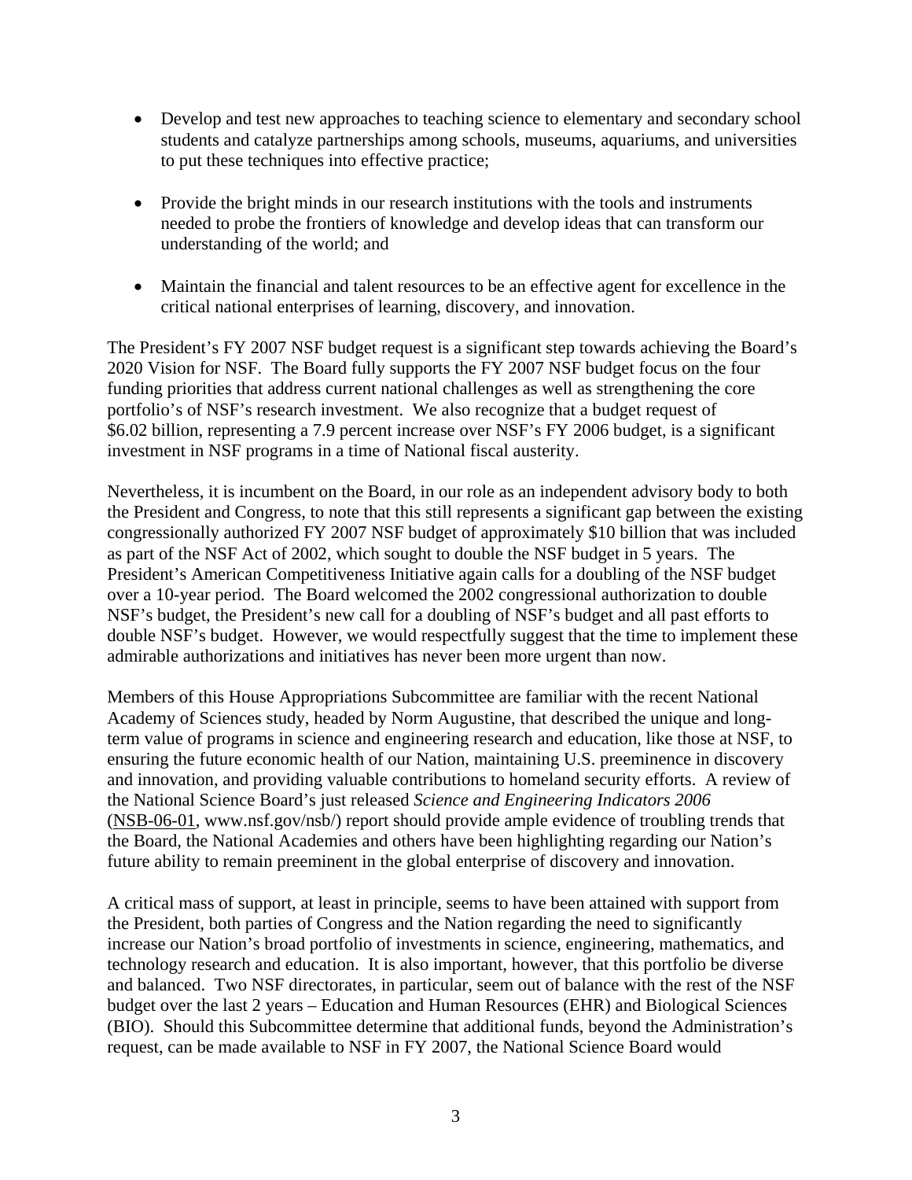- Develop and test new approaches to teaching science to elementary and secondary school students and catalyze partnerships among schools, museums, aquariums, and universities to put these techniques into effective practice;

- Provide the bright minds in our research institutions with the tools and instruments needed to probe the frontiers of knowledge and develop ideas that can transform our understanding of the world; and

- Maintain the financial and talent resources to be an effective agent for excellence in the critical national enterprises of learning, discovery, and innovation.

The President's FY 2007 NSF budget request is a significant step towards achieving the Board's 2020 Vision for NSF. The Board fully supports the FY 2007 NSF budget focus on the four funding priorities that address current national challenges as well as strengthening the core portfolio's of NSF's research investment. We also recognize that a budget request of $6.02 billion, representing a 7.9 percent increase over NSF's FY 2006 budget, is a significant investment in NSF programs in a time of National fiscal austerity.

Nevertheless, it is incumbent on the Board, in our role as an independent advisory body to both the President and Congress, to note that this still represents a significant gap between the existing congressionally authorized FY 2007 NSF budget of approximately $10 billion that was included as part of the NSF Act of 2002, which sought to double the NSF budget in 5 years. The President's American Competitiveness Initiative again calls for a doubling of the NSF budget over a 10-year period. The Board welcomed the 2002 congressional authorization to double NSF's budget, the President's new call for a doubling of NSF's budget and all past efforts to double NSF's budget. However, we would respectfully suggest that the time to implement these admirable authorizations and initiatives has never been more urgent than now.

Members of this House Appropriations Subcommittee are familiar with the recent National Academy of Sciences study, headed by Norm Augustine, that described the unique and long-term value of programs in science and engineering research and education, like those at NSF, to ensuring the future economic health of our Nation, maintaining U.S. preeminence in discovery and innovation, and providing valuable contributions to homeland security efforts. A review of the National Science Board's just released *Science and Engineering Indicators 2006* (NSB-06-01, www.nsf.gov/nsb/) report should provide ample evidence of troubling trends that the Board, the National Academies and others have been highlighting regarding our Nation's future ability to remain preeminent in the global enterprise of discovery and innovation.

A critical mass of support, at least in principle, seems to have been attained with support from the President, both parties of Congress and the Nation regarding the need to significantly increase our Nation's broad portfolio of investments in science, engineering, mathematics, and technology research and education. It is also important, however, that this portfolio be diverse and balanced. Two NSF directorates, in particular, seem out of balance with the rest of the NSF budget over the last 2 years – Education and Human Resources (EHR) and Biological Sciences (BIO). Should this Subcommittee determine that additional funds, beyond the Administration's request, can be made available to NSF in FY 2007, the National Science Board would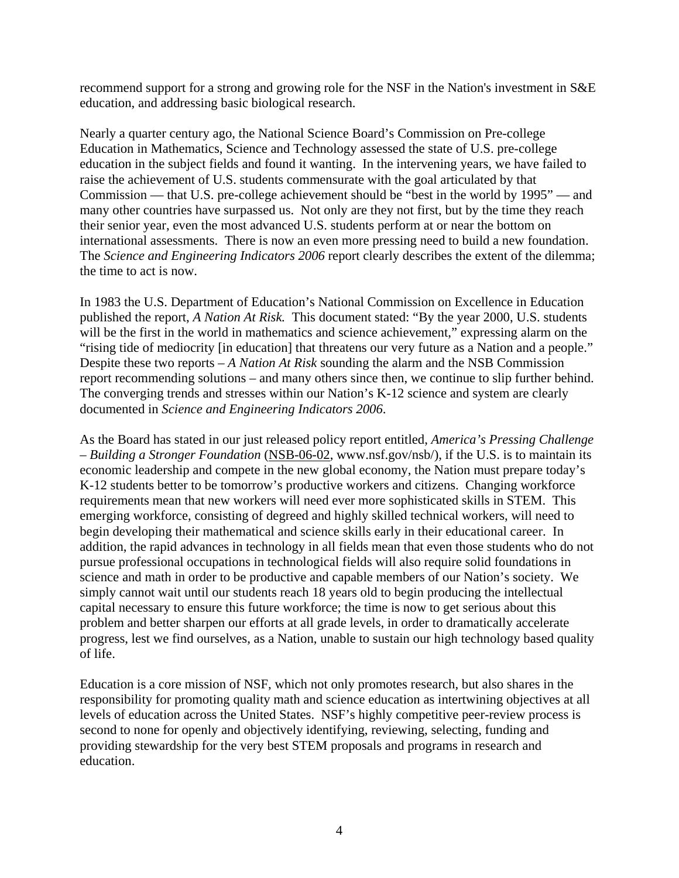recommend support for a strong and growing role for the NSF in the Nation's investment in S&E education, and addressing basic biological research.

Nearly a quarter century ago, the National Science Board's Commission on Pre-college Education in Mathematics, Science and Technology assessed the state of U.S. pre-college education in the subject fields and found it wanting. In the intervening years, we have failed to raise the achievement of U.S. students commensurate with the goal articulated by that Commission — that U.S. pre-college achievement should be "best in the world by 1995" — and many other countries have surpassed us. Not only are they not first, but by the time they reach their senior year, even the most advanced U.S. students perform at or near the bottom on international assessments. There is now an even more pressing need to build a new foundation. The *Science and Engineering Indicators 2006* report clearly describes the extent of the dilemma; the time to act is now.

In 1983 the U.S. Department of Education's National Commission on Excellence in Education published the report, *A Nation At Risk.* This document stated: "By the year 2000, U.S. students will be the first in the world in mathematics and science achievement," expressing alarm on the "rising tide of mediocrity [in education] that threatens our very future as a Nation and a people." Despite these two reports – *A Nation At Risk* sounding the alarm and the NSB Commission report recommending solutions – and many others since then, we continue to slip further behind. The converging trends and stresses within our Nation's K-12 science and system are clearly documented in *Science and Engineering Indicators 2006*.

As the Board has stated in our just released policy report entitled, *America's Pressing Challenge – Building a Stronger Foundation* (NSB-06-02, www.nsf.gov/nsb/), if the U.S. is to maintain its economic leadership and compete in the new global economy, the Nation must prepare today's K-12 students better to be tomorrow's productive workers and citizens. Changing workforce requirements mean that new workers will need ever more sophisticated skills in STEM. This emerging workforce, consisting of degreed and highly skilled technical workers, will need to begin developing their mathematical and science skills early in their educational career. In addition, the rapid advances in technology in all fields mean that even those students who do not pursue professional occupations in technological fields will also require solid foundations in science and math in order to be productive and capable members of our Nation's society. We simply cannot wait until our students reach 18 years old to begin producing the intellectual capital necessary to ensure this future workforce; the time is now to get serious about this problem and better sharpen our efforts at all grade levels, in order to dramatically accelerate progress, lest we find ourselves, as a Nation, unable to sustain our high technology based quality of life.

Education is a core mission of NSF, which not only promotes research, but also shares in the responsibility for promoting quality math and science education as intertwining objectives at all levels of education across the United States. NSF's highly competitive peer-review process is second to none for openly and objectively identifying, reviewing, selecting, funding and providing stewardship for the very best STEM proposals and programs in research and education.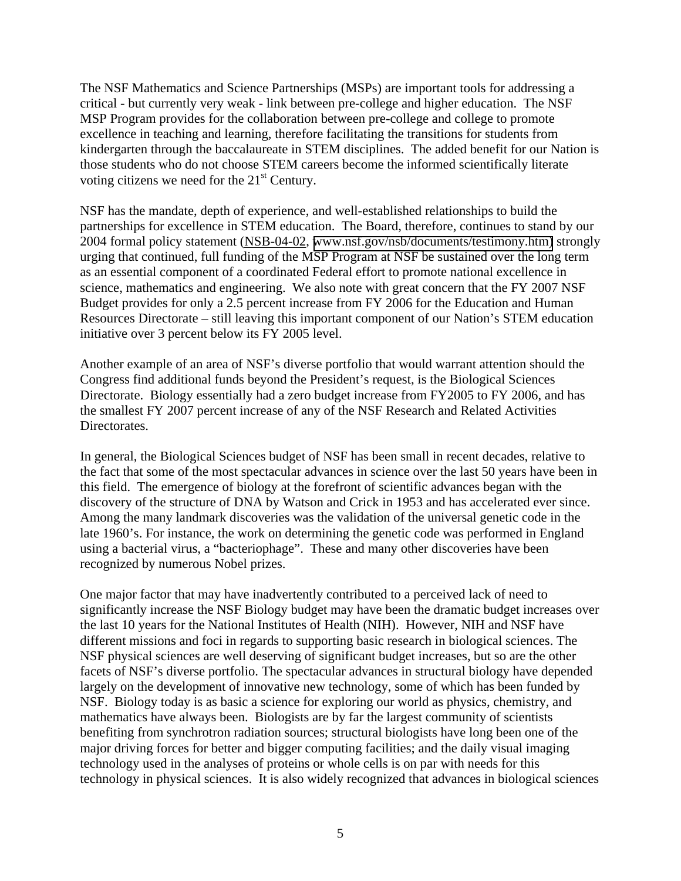The NSF Mathematics and Science Partnerships (MSPs) are important tools for addressing a critical - but currently very weak - link between pre-college and higher education. The NSF MSP Program provides for the collaboration between pre-college and college to promote excellence in teaching and learning, therefore facilitating the transitions for students from kindergarten through the baccalaureate in STEM disciplines. The added benefit for our Nation is those students who do not choose STEM careers become the informed scientifically literate voting citizens we need for the 21st Century.

NSF has the mandate, depth of experience, and well-established relationships to build the partnerships for excellence in STEM education. The Board, therefore, continues to stand by our 2004 formal policy statement (NSB-04-02, www.nsf.gov/nsb/documents/testimony.htm) strongly urging that continued, full funding of the MSP Program at NSF be sustained over the long term as an essential component of a coordinated Federal effort to promote national excellence in science, mathematics and engineering. We also note with great concern that the FY 2007 NSF Budget provides for only a 2.5 percent increase from FY 2006 for the Education and Human Resources Directorate – still leaving this important component of our Nation's STEM education initiative over 3 percent below its FY 2005 level.

Another example of an area of NSF's diverse portfolio that would warrant attention should the Congress find additional funds beyond the President's request, is the Biological Sciences Directorate. Biology essentially had a zero budget increase from FY2005 to FY 2006, and has the smallest FY 2007 percent increase of any of the NSF Research and Related Activities Directorates.

In general, the Biological Sciences budget of NSF has been small in recent decades, relative to the fact that some of the most spectacular advances in science over the last 50 years have been in this field. The emergence of biology at the forefront of scientific advances began with the discovery of the structure of DNA by Watson and Crick in 1953 and has accelerated ever since. Among the many landmark discoveries was the validation of the universal genetic code in the late 1960's. For instance, the work on determining the genetic code was performed in England using a bacterial virus, a "bacteriophage". These and many other discoveries have been recognized by numerous Nobel prizes.

One major factor that may have inadvertently contributed to a perceived lack of need to significantly increase the NSF Biology budget may have been the dramatic budget increases over the last 10 years for the National Institutes of Health (NIH). However, NIH and NSF have different missions and foci in regards to supporting basic research in biological sciences. The NSF physical sciences are well deserving of significant budget increases, but so are the other facets of NSF's diverse portfolio. The spectacular advances in structural biology have depended largely on the development of innovative new technology, some of which has been funded by NSF. Biology today is as basic a science for exploring our world as physics, chemistry, and mathematics have always been. Biologists are by far the largest community of scientists benefiting from synchrotron radiation sources; structural biologists have long been one of the major driving forces for better and bigger computing facilities; and the daily visual imaging technology used in the analyses of proteins or whole cells is on par with needs for this technology in physical sciences. It is also widely recognized that advances in biological sciences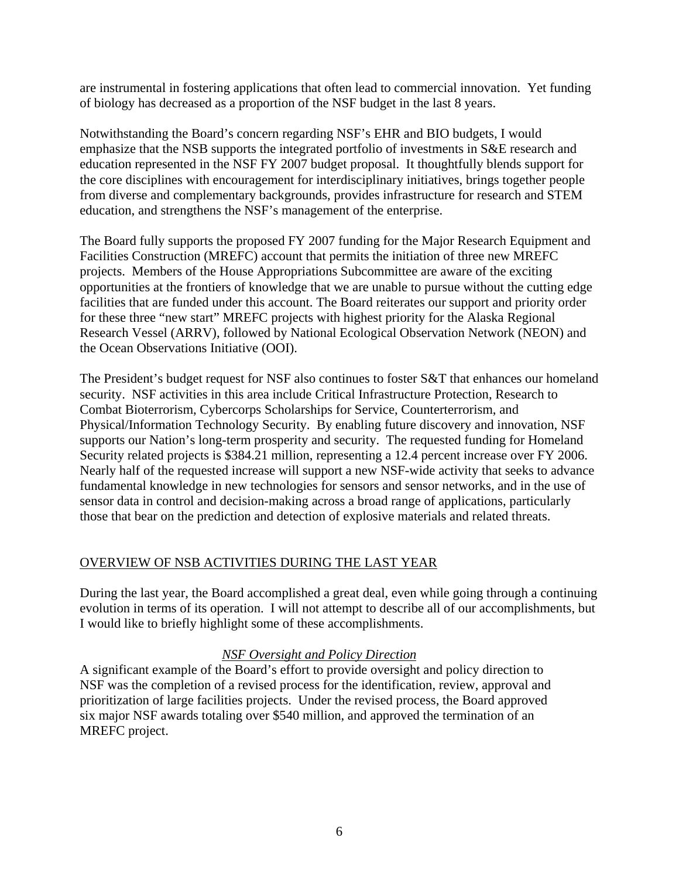are instrumental in fostering applications that often lead to commercial innovation. Yet funding of biology has decreased as a proportion of the NSF budget in the last 8 years.

Notwithstanding the Board's concern regarding NSF's EHR and BIO budgets, I would emphasize that the NSB supports the integrated portfolio of investments in S&E research and education represented in the NSF FY 2007 budget proposal. It thoughtfully blends support for the core disciplines with encouragement for interdisciplinary initiatives, brings together people from diverse and complementary backgrounds, provides infrastructure for research and STEM education, and strengthens the NSF's management of the enterprise.

The Board fully supports the proposed FY 2007 funding for the Major Research Equipment and Facilities Construction (MREFC) account that permits the initiation of three new MREFC projects. Members of the House Appropriations Subcommittee are aware of the exciting opportunities at the frontiers of knowledge that we are unable to pursue without the cutting edge facilities that are funded under this account. The Board reiterates our support and priority order for these three "new start" MREFC projects with highest priority for the Alaska Regional Research Vessel (ARRV), followed by National Ecological Observation Network (NEON) and the Ocean Observations Initiative (OOI).

The President's budget request for NSF also continues to foster S&T that enhances our homeland security. NSF activities in this area include Critical Infrastructure Protection, Research to Combat Bioterrorism, Cybercorps Scholarships for Service, Counterterrorism, and Physical/Information Technology Security. By enabling future discovery and innovation, NSF supports our Nation's long-term prosperity and security. The requested funding for Homeland Security related projects is $384.21 million, representing a 12.4 percent increase over FY 2006. Nearly half of the requested increase will support a new NSF-wide activity that seeks to advance fundamental knowledge in new technologies for sensors and sensor networks, and in the use of sensor data in control and decision-making across a broad range of applications, particularly those that bear on the prediction and detection of explosive materials and related threats.

## OVERVIEW OF NSB ACTIVITIES DURING THE LAST YEAR

During the last year, the Board accomplished a great deal, even while going through a continuing evolution in terms of its operation. I will not attempt to describe all of our accomplishments, but I would like to briefly highlight some of these accomplishments.

### *NSF Oversight and Policy Direction*

A significant example of the Board's effort to provide oversight and policy direction to NSF was the completion of a revised process for the identification, review, approval and prioritization of large facilities projects. Under the revised process, the Board approved six major NSF awards totaling over $540 million, and approved the termination of an MREFC project.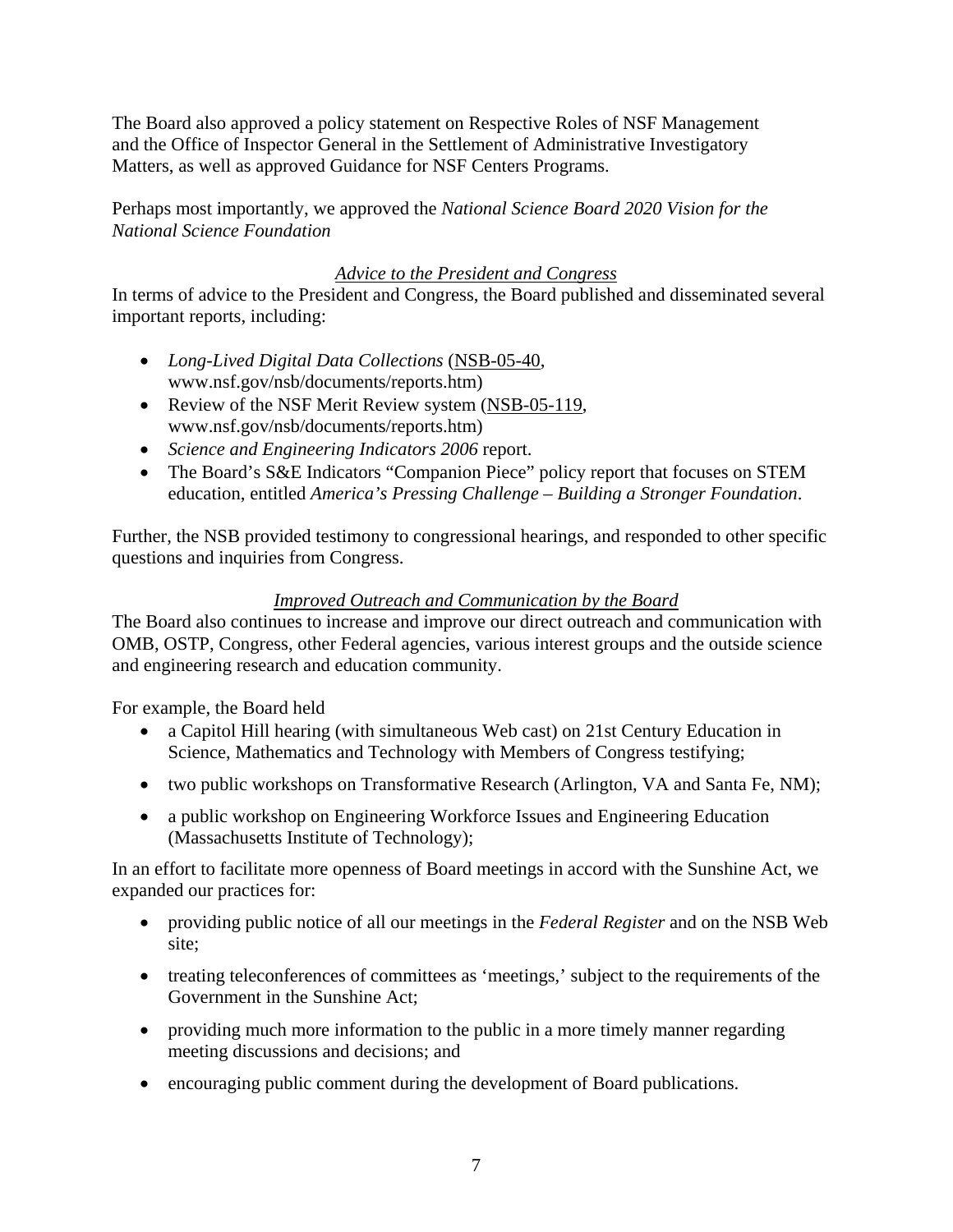The Board also approved a policy statement on Respective Roles of NSF Management and the Office of Inspector General in the Settlement of Administrative Investigatory Matters, as well as approved Guidance for NSF Centers Programs.

Perhaps most importantly, we approved the *National Science Board 2020 Vision for the National Science Foundation*

### *Advice to the President and Congress*

In terms of advice to the President and Congress, the Board published and disseminated several important reports, including:

- *Long-Lived Digital Data Collections* (NSB-05-40, www.nsf.gov/nsb/documents/reports.htm)
- Review of the NSF Merit Review system (NSB-05-119, www.nsf.gov/nsb/documents/reports.htm)
- *Science and Engineering Indicators 2006* report.
- The Board's S&E Indicators "Companion Piece" policy report that focuses on STEM education, entitled *America's Pressing Challenge – Building a Stronger Foundation*.

Further, the NSB provided testimony to congressional hearings, and responded to other specific questions and inquiries from Congress.

### *Improved Outreach and Communication by the Board*

The Board also continues to increase and improve our direct outreach and communication with OMB, OSTP, Congress, other Federal agencies, various interest groups and the outside science and engineering research and education community.

For example, the Board held

- a Capitol Hill hearing (with simultaneous Web cast) on 21st Century Education in Science, Mathematics and Technology with Members of Congress testifying;
- two public workshops on Transformative Research (Arlington, VA and Santa Fe, NM);
- a public workshop on Engineering Workforce Issues and Engineering Education (Massachusetts Institute of Technology);

In an effort to facilitate more openness of Board meetings in accord with the Sunshine Act, we expanded our practices for:

- providing public notice of all our meetings in the *Federal Register* and on the NSB Web site;
- treating teleconferences of committees as 'meetings,' subject to the requirements of the Government in the Sunshine Act;
- providing much more information to the public in a more timely manner regarding meeting discussions and decisions; and
- encouraging public comment during the development of Board publications.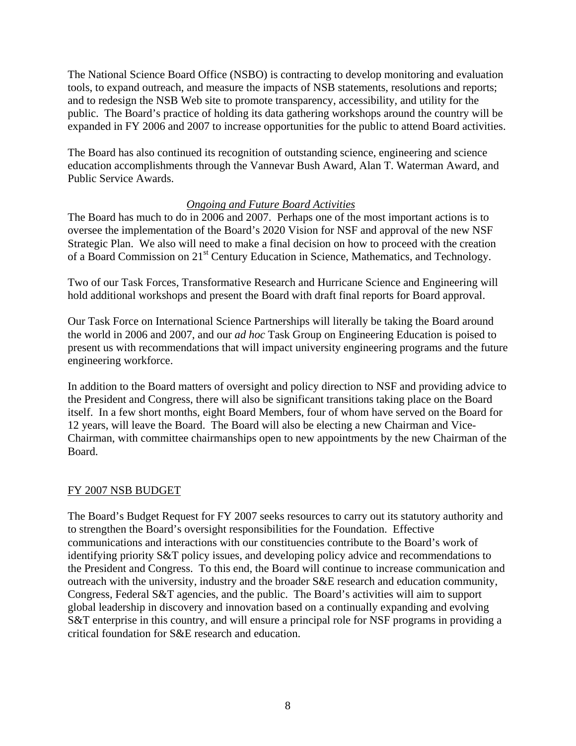The National Science Board Office (NSBO) is contracting to develop monitoring and evaluation tools, to expand outreach, and measure the impacts of NSB statements, resolutions and reports; and to redesign the NSB Web site to promote transparency, accessibility, and utility for the public. The Board's practice of holding its data gathering workshops around the country will be expanded in FY 2006 and 2007 to increase opportunities for the public to attend Board activities.

The Board has also continued its recognition of outstanding science, engineering and science education accomplishments through the Vannevar Bush Award, Alan T. Waterman Award, and Public Service Awards.

### *Ongoing and Future Board Activities*

The Board has much to do in 2006 and 2007. Perhaps one of the most important actions is to oversee the implementation of the Board's 2020 Vision for NSF and approval of the new NSF Strategic Plan. We also will need to make a final decision on how to proceed with the creation of a Board Commission on 21st Century Education in Science, Mathematics, and Technology.

Two of our Task Forces, Transformative Research and Hurricane Science and Engineering will hold additional workshops and present the Board with draft final reports for Board approval.

Our Task Force on International Science Partnerships will literally be taking the Board around the world in 2006 and 2007, and our *ad hoc* Task Group on Engineering Education is poised to present us with recommendations that will impact university engineering programs and the future engineering workforce.

In addition to the Board matters of oversight and policy direction to NSF and providing advice to the President and Congress, there will also be significant transitions taking place on the Board itself. In a few short months, eight Board Members, four of whom have served on the Board for 12 years, will leave the Board. The Board will also be electing a new Chairman and Vice-Chairman, with committee chairmanships open to new appointments by the new Chairman of the Board.

## FY 2007 NSB BUDGET

The Board's Budget Request for FY 2007 seeks resources to carry out its statutory authority and to strengthen the Board's oversight responsibilities for the Foundation. Effective communications and interactions with our constituencies contribute to the Board's work of identifying priority S&T policy issues, and developing policy advice and recommendations to the President and Congress. To this end, the Board will continue to increase communication and outreach with the university, industry and the broader S&E research and education community, Congress, Federal S&T agencies, and the public. The Board's activities will aim to support global leadership in discovery and innovation based on a continually expanding and evolving S&T enterprise in this country, and will ensure a principal role for NSF programs in providing a critical foundation for S&E research and education.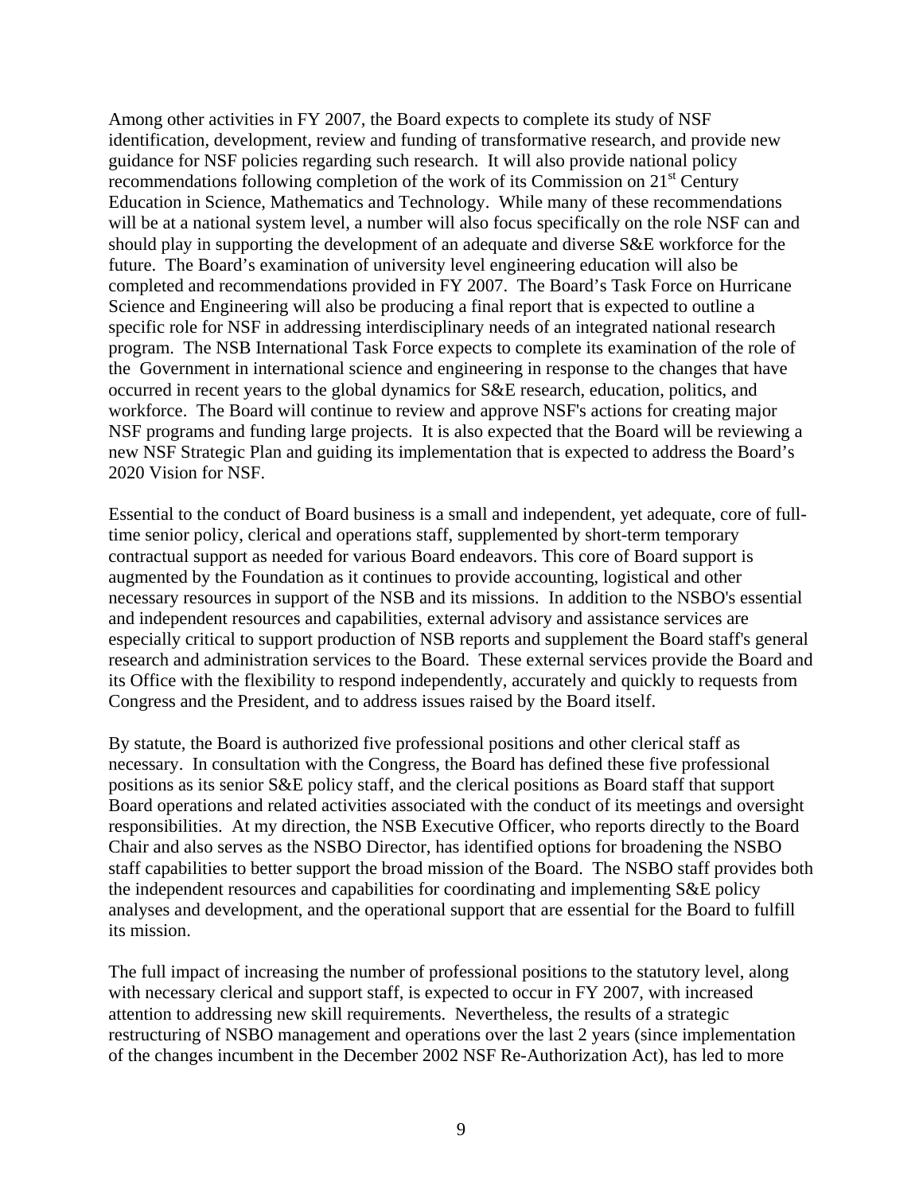Among other activities in FY 2007, the Board expects to complete its study of NSF identification, development, review and funding of transformative research, and provide new guidance for NSF policies regarding such research. It will also provide national policy recommendations following completion of the work of its Commission on 21st Century Education in Science, Mathematics and Technology. While many of these recommendations will be at a national system level, a number will also focus specifically on the role NSF can and should play in supporting the development of an adequate and diverse S&E workforce for the future. The Board's examination of university level engineering education will also be completed and recommendations provided in FY 2007. The Board's Task Force on Hurricane Science and Engineering will also be producing a final report that is expected to outline a specific role for NSF in addressing interdisciplinary needs of an integrated national research program. The NSB International Task Force expects to complete its examination of the role of the Government in international science and engineering in response to the changes that have occurred in recent years to the global dynamics for S&E research, education, politics, and workforce. The Board will continue to review and approve NSF's actions for creating major NSF programs and funding large projects. It is also expected that the Board will be reviewing a new NSF Strategic Plan and guiding its implementation that is expected to address the Board's 2020 Vision for NSF.

Essential to the conduct of Board business is a small and independent, yet adequate, core of full-time senior policy, clerical and operations staff, supplemented by short-term temporary contractual support as needed for various Board endeavors. This core of Board support is augmented by the Foundation as it continues to provide accounting, logistical and other necessary resources in support of the NSB and its missions. In addition to the NSBO's essential and independent resources and capabilities, external advisory and assistance services are especially critical to support production of NSB reports and supplement the Board staff's general research and administration services to the Board. These external services provide the Board and its Office with the flexibility to respond independently, accurately and quickly to requests from Congress and the President, and to address issues raised by the Board itself.

By statute, the Board is authorized five professional positions and other clerical staff as necessary. In consultation with the Congress, the Board has defined these five professional positions as its senior S&E policy staff, and the clerical positions as Board staff that support Board operations and related activities associated with the conduct of its meetings and oversight responsibilities. At my direction, the NSB Executive Officer, who reports directly to the Board Chair and also serves as the NSBO Director, has identified options for broadening the NSBO staff capabilities to better support the broad mission of the Board. The NSBO staff provides both the independent resources and capabilities for coordinating and implementing S&E policy analyses and development, and the operational support that are essential for the Board to fulfill its mission.

The full impact of increasing the number of professional positions to the statutory level, along with necessary clerical and support staff, is expected to occur in FY 2007, with increased attention to addressing new skill requirements. Nevertheless, the results of a strategic restructuring of NSBO management and operations over the last 2 years (since implementation of the changes incumbent in the December 2002 NSF Re-Authorization Act), has led to more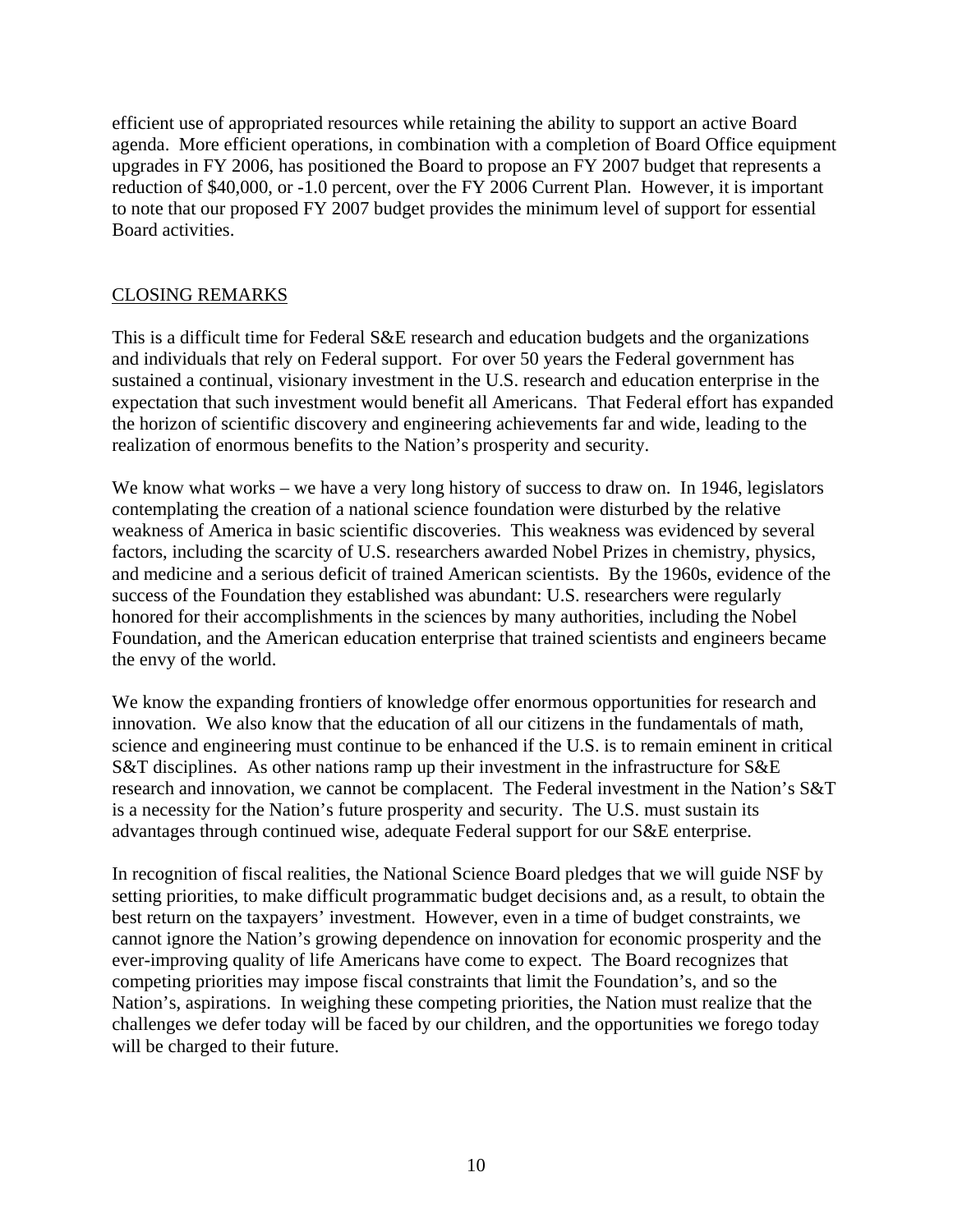efficient use of appropriated resources while retaining the ability to support an active Board agenda. More efficient operations, in combination with a completion of Board Office equipment upgrades in FY 2006, has positioned the Board to propose an FY 2007 budget that represents a reduction of $40,000, or -1.0 percent, over the FY 2006 Current Plan. However, it is important to note that our proposed FY 2007 budget provides the minimum level of support for essential Board activities.

## CLOSING REMARKS

This is a difficult time for Federal S&E research and education budgets and the organizations and individuals that rely on Federal support. For over 50 years the Federal government has sustained a continual, visionary investment in the U.S. research and education enterprise in the expectation that such investment would benefit all Americans. That Federal effort has expanded the horizon of scientific discovery and engineering achievements far and wide, leading to the realization of enormous benefits to the Nation's prosperity and security.

We know what works – we have a very long history of success to draw on. In 1946, legislators contemplating the creation of a national science foundation were disturbed by the relative weakness of America in basic scientific discoveries. This weakness was evidenced by several factors, including the scarcity of U.S. researchers awarded Nobel Prizes in chemistry, physics, and medicine and a serious deficit of trained American scientists. By the 1960s, evidence of the success of the Foundation they established was abundant: U.S. researchers were regularly honored for their accomplishments in the sciences by many authorities, including the Nobel Foundation, and the American education enterprise that trained scientists and engineers became the envy of the world.

We know the expanding frontiers of knowledge offer enormous opportunities for research and innovation. We also know that the education of all our citizens in the fundamentals of math, science and engineering must continue to be enhanced if the U.S. is to remain eminent in critical S&T disciplines. As other nations ramp up their investment in the infrastructure for S&E research and innovation, we cannot be complacent. The Federal investment in the Nation's S&T is a necessity for the Nation's future prosperity and security. The U.S. must sustain its advantages through continued wise, adequate Federal support for our S&E enterprise.

In recognition of fiscal realities, the National Science Board pledges that we will guide NSF by setting priorities, to make difficult programmatic budget decisions and, as a result, to obtain the best return on the taxpayers' investment. However, even in a time of budget constraints, we cannot ignore the Nation's growing dependence on innovation for economic prosperity and the ever-improving quality of life Americans have come to expect. The Board recognizes that competing priorities may impose fiscal constraints that limit the Foundation's, and so the Nation's, aspirations. In weighing these competing priorities, the Nation must realize that the challenges we defer today will be faced by our children, and the opportunities we forego today will be charged to their future.